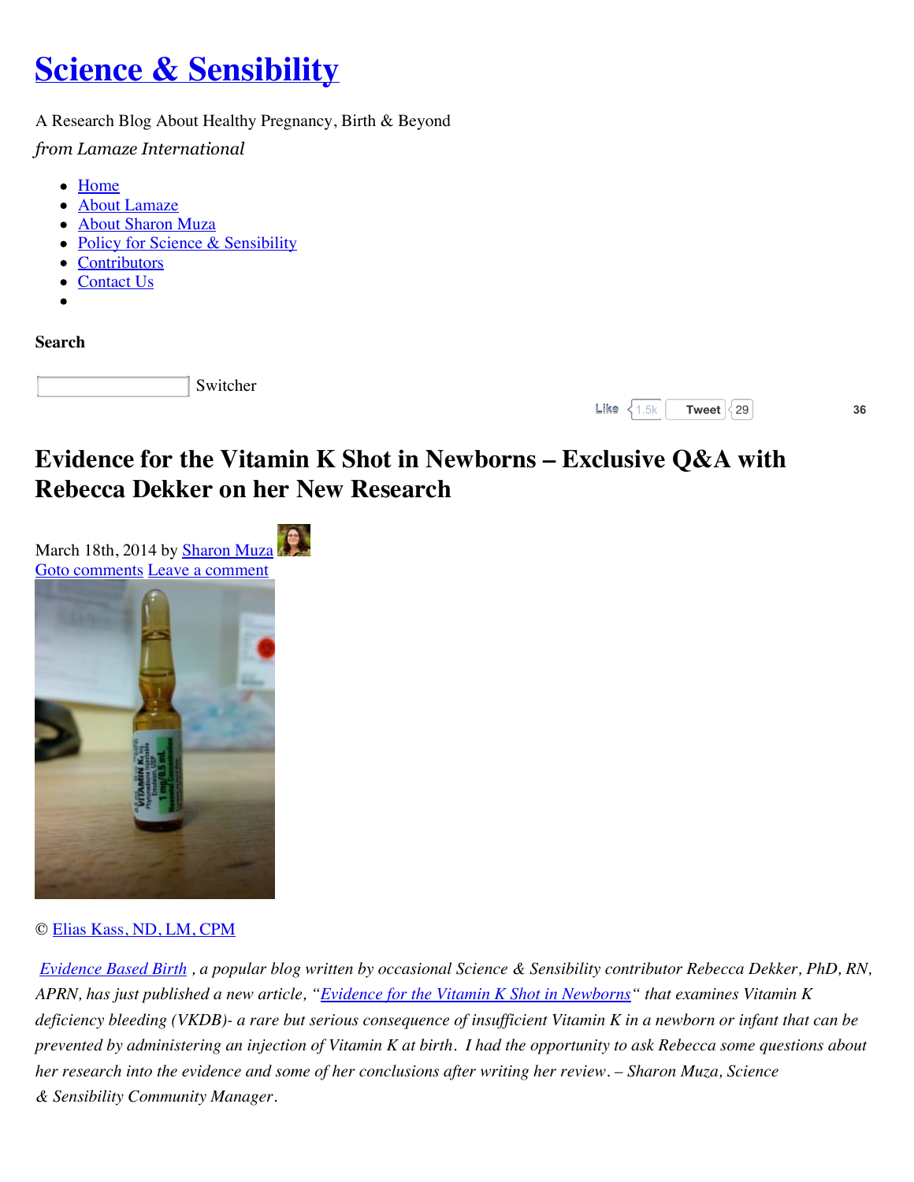# Science & Sensibility

A Research Blog About Healthy Pregnancy, Birth & Beyond

*from Lamaze International*

- Home
- About Lamaze
- About Sharon Muza
- Policy for Science & Sensibility
- Contributors
- Contact Us
-

**Search**

Switcher

Like 1.5k Tweet 29 36

## Evidence for the Vitamin K Shot in Newborns – Exclusive Q&A with Rebecca Dekker on her New Research

March 18th, 2014 by Sharon Muza

Goto comments Leave a comment

© Elias Kass, ND, LM, CPM

*Evidence Based Birth , a popular blog written by occasional Science & Sensibility contributor Rebecca Dekker, PhD, RN, APRN, has just published a new article, "Evidence for the Vitamin K Shot in Newborns" that examines Vitamin K deficiency bleeding (VKDB)- a rare but serious consequence of insufficient Vitamin K in a newborn or infant that can be prevented by administering an injection of Vitamin K at birth. I had the opportunity to ask Rebecca some questions about her research into the evidence and some of her conclusions after writing her review. – Sharon Muza, Science & Sensibility Community Manager.*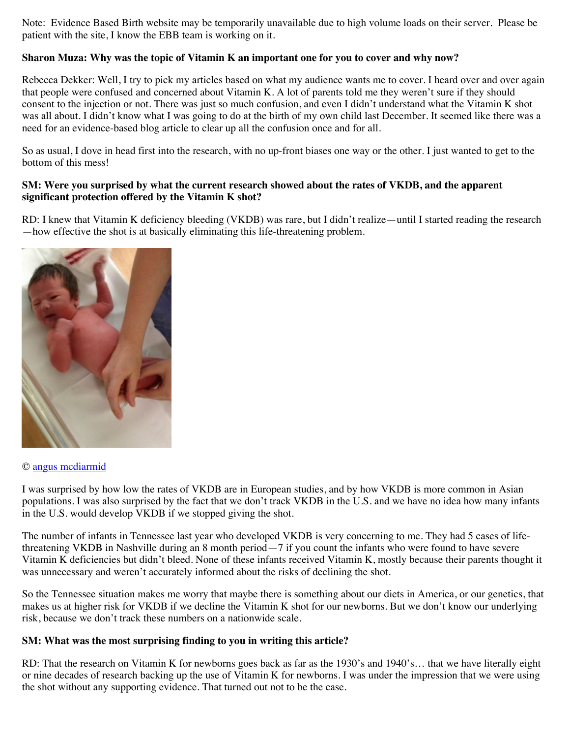Note: Evidence Based Birth website may be temporarily unavailable due to high volume loads on their server. Please be patient with the site, I know the EBB team is working on it.

**Sharon Muza: Why was the topic of Vitamin K an important one for you to cover and why now?**

Rebecca Dekker: Well, I try to pick my articles based on what my audience wants me to cover. I heard over and over again that people were confused and concerned about Vitamin K. A lot of parents told me they weren't sure if they should consent to the injection or not. There was just so much confusion, and even I didn't understand what the Vitamin K shot was all about. I didn't know what I was going to do at the birth of my own child last December. It seemed like there was a need for an evidence-based blog article to clear up all the confusion once and for all.

So as usual, I dove in head first into the research, with no up-front biases one way or the other. I just wanted to get to the bottom of this mess!

**SM: Were you surprised by what the current research showed about the rates of VKDB, and the apparent significant protection offered by the Vitamin K shot?**

RD: I knew that Vitamin K deficiency bleeding (VKDB) was rare, but I didn't realize—until I started reading the research—how effective the shot is at basically eliminating this life-threatening problem.

© [angus mcdiarmid]

I was surprised by how low the rates of VKDB are in European studies, and by how VKDB is more common in Asian populations. I was also surprised by the fact that we don't track VKDB in the U.S. and we have no idea how many infants in the U.S. would develop VKDB if we stopped giving the shot.

The number of infants in Tennessee last year who developed VKDB is very concerning to me. They had 5 cases of life-threatening VKDB in Nashville during an 8 month period—7 if you count the infants who were found to have severe Vitamin K deficiencies but didn't bleed. None of these infants received Vitamin K, mostly because their parents thought it was unnecessary and weren't accurately informed about the risks of declining the shot.

So the Tennessee situation makes me worry that maybe there is something about our diets in America, or our genetics, that makes us at higher risk for VKDB if we decline the Vitamin K shot for our newborns. But we don't know our underlying risk, because we don't track these numbers on a nationwide scale.

**SM: What was the most surprising finding to you in writing this article?**

RD: That the research on Vitamin K for newborns goes back as far as the 1930's and 1940's… that we have literally eight or nine decades of research backing up the use of Vitamin K for newborns. I was under the impression that we were using the shot without any supporting evidence. That turned out not to be the case.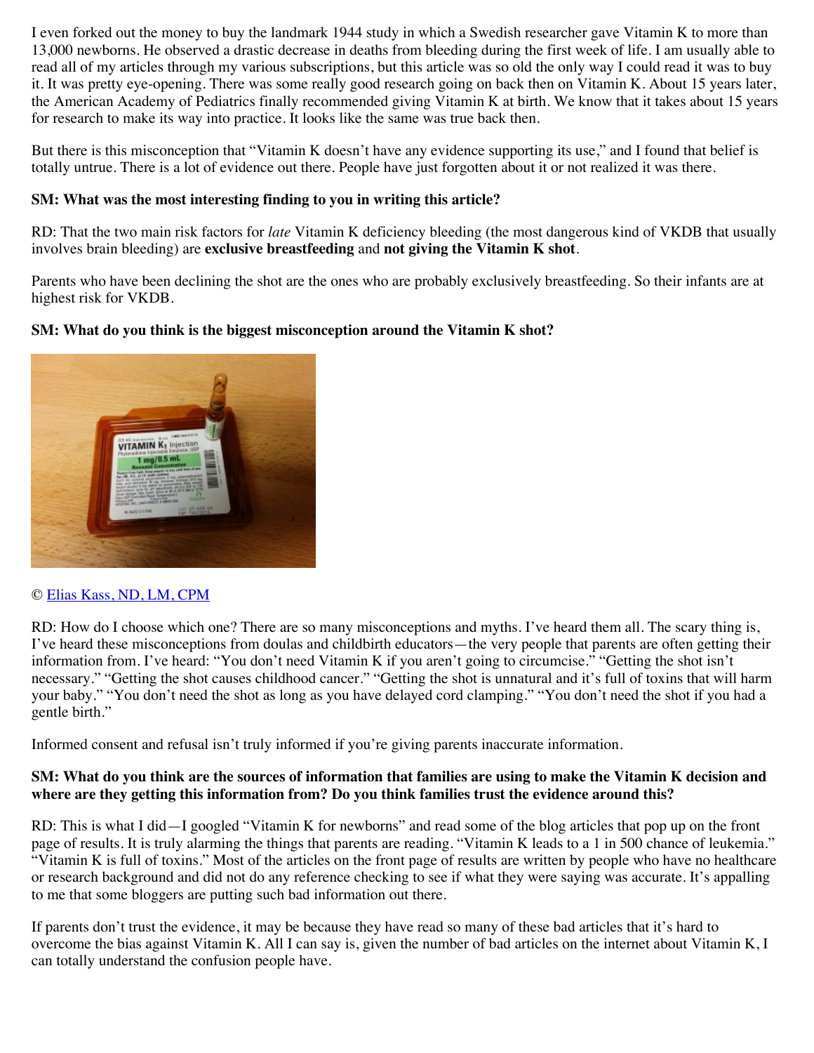I even forked out the money to buy the landmark 1944 study in which a Swedish researcher gave Vitamin K to more than 13,000 newborns. He observed a drastic decrease in deaths from bleeding during the first week of life. I am usually able to read all of my articles through my various subscriptions, but this article was so old the only way I could read it was to buy it. It was pretty eye-opening. There was some really good research going on back then on Vitamin K. About 15 years later, the American Academy of Pediatrics finally recommended giving Vitamin K at birth. We know that it takes about 15 years for research to make its way into practice. It looks like the same was true back then.

But there is this misconception that "Vitamin K doesn't have any evidence supporting its use," and I found that belief is totally untrue. There is a lot of evidence out there. People have just forgotten about it or not realized it was there.

**SM: What was the most interesting finding to you in writing this article?**

RD: That the two main risk factors for *late* Vitamin K deficiency bleeding (the most dangerous kind of VKDB that usually involves brain bleeding) are **exclusive breastfeeding** and **not giving the Vitamin K shot**.

Parents who have been declining the shot are the ones who are probably exclusively breastfeeding. So their infants are at highest risk for VKDB.

**SM: What do you think is the biggest misconception around the Vitamin K shot?**

© Elias Kass, ND, LM, CPM

RD: How do I choose which one? There are so many misconceptions and myths. I've heard them all. The scary thing is, I've heard these misconceptions from doulas and childbirth educators—the very people that parents are often getting their information from. I've heard: "You don't need Vitamin K if you aren't going to circumcise." "Getting the shot isn't necessary." "Getting the shot causes childhood cancer." "Getting the shot is unnatural and it's full of toxins that will harm your baby." "You don't need the shot as long as you have delayed cord clamping." "You don't need the shot if you had a gentle birth."

Informed consent and refusal isn't truly informed if you're giving parents inaccurate information.

**SM: What do you think are the sources of information that families are using to make the Vitamin K decision and where are they getting this information from? Do you think families trust the evidence around this?**

RD: This is what I did—I googled "Vitamin K for newborns" and read some of the blog articles that pop up on the front page of results. It is truly alarming the things that parents are reading. "Vitamin K leads to a 1 in 500 chance of leukemia." "Vitamin K is full of toxins." Most of the articles on the front page of results are written by people who have no healthcare or research background and did not do any reference checking to see if what they were saying was accurate. It's appalling to me that some bloggers are putting such bad information out there.

If parents don't trust the evidence, it may be because they have read so many of these bad articles that it's hard to overcome the bias against Vitamin K. All I can say is, given the number of bad articles on the internet about Vitamin K, I can totally understand the confusion people have.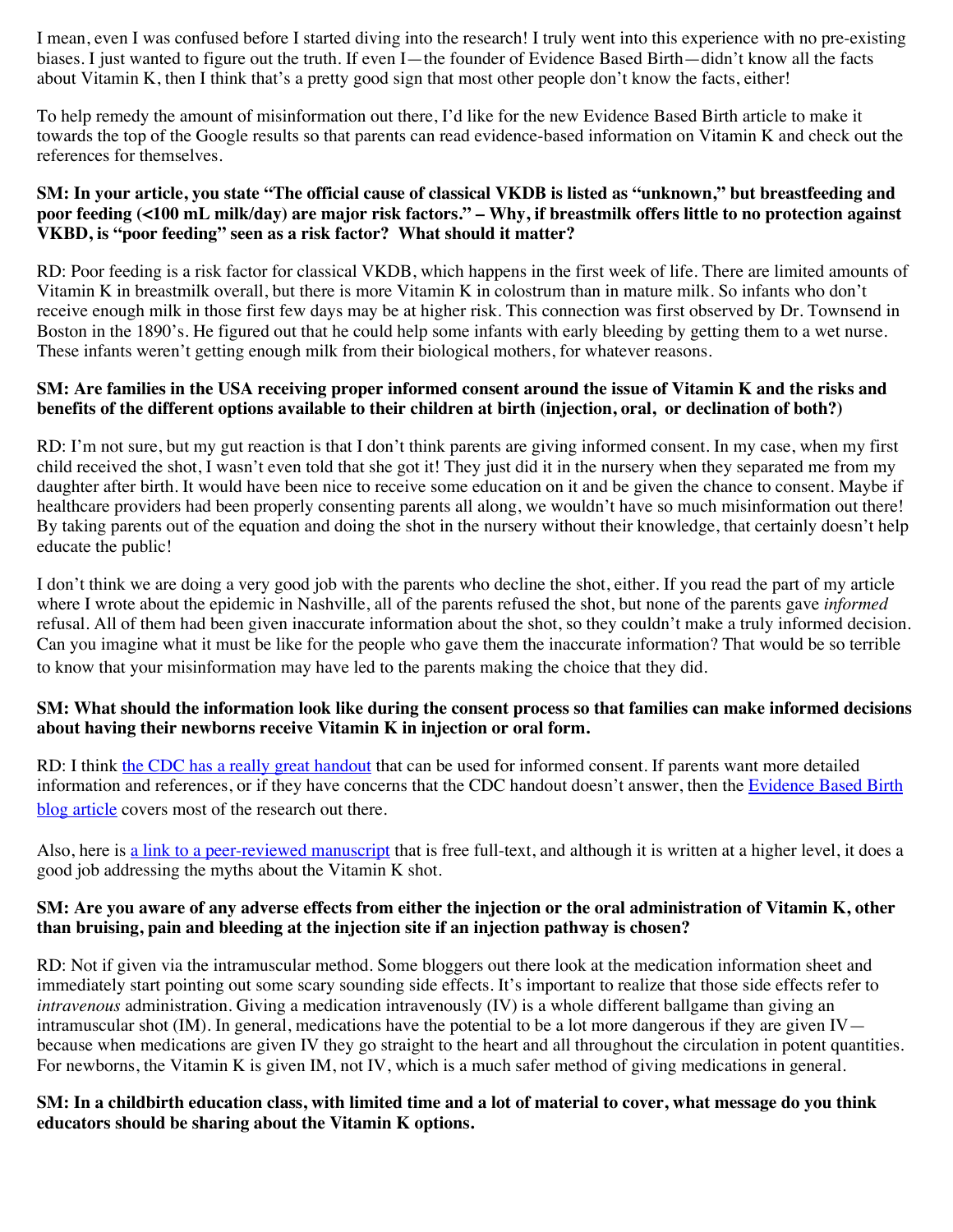I mean, even I was confused before I started diving into the research! I truly went into this experience with no pre-existing biases. I just wanted to figure out the truth. If even I—the founder of Evidence Based Birth—didn't know all the facts about Vitamin K, then I think that's a pretty good sign that most other people don't know the facts, either!

To help remedy the amount of misinformation out there, I'd like for the new Evidence Based Birth article to make it towards the top of the Google results so that parents can read evidence-based information on Vitamin K and check out the references for themselves.

**SM: In your article, you state "The official cause of classical VKDB is listed as "unknown," but breastfeeding and poor feeding (<100 mL milk/day) are major risk factors." – Why, if breastmilk offers little to no protection against VKBD, is "poor feeding" seen as a risk factor? What should it matter?**

RD: Poor feeding is a risk factor for classical VKDB, which happens in the first week of life. There are limited amounts of Vitamin K in breastmilk overall, but there is more Vitamin K in colostrum than in mature milk. So infants who don't receive enough milk in those first few days may be at higher risk. This connection was first observed by Dr. Townsend in Boston in the 1890's. He figured out that he could help some infants with early bleeding by getting them to a wet nurse. These infants weren't getting enough milk from their biological mothers, for whatever reasons.

**SM: Are families in the USA receiving proper informed consent around the issue of Vitamin K and the risks and benefits of the different options available to their children at birth (injection, oral, or declination of both?)**

RD: I'm not sure, but my gut reaction is that I don't think parents are giving informed consent. In my case, when my first child received the shot, I wasn't even told that she got it! They just did it in the nursery when they separated me from my daughter after birth. It would have been nice to receive some education on it and be given the chance to consent. Maybe if healthcare providers had been properly consenting parents all along, we wouldn't have so much misinformation out there! By taking parents out of the equation and doing the shot in the nursery without their knowledge, that certainly doesn't help educate the public!

I don't think we are doing a very good job with the parents who decline the shot, either. If you read the part of my article where I wrote about the epidemic in Nashville, all of the parents refused the shot, but none of the parents gave *informed* refusal. All of them had been given inaccurate information about the shot, so they couldn't make a truly informed decision. Can you imagine what it must be like for the people who gave them the inaccurate information? That would be so terrible to know that your misinformation may have led to the parents making the choice that they did.

**SM: What should the information look like during the consent process so that families can make informed decisions about having their newborns receive Vitamin K in injection or oral form.**

RD: I think the CDC has a really great handout that can be used for informed consent. If parents want more detailed information and references, or if they have concerns that the CDC handout doesn't answer, then the Evidence Based Birth blog article covers most of the research out there.

Also, here is a link to a peer-reviewed manuscript that is free full-text, and although it is written at a higher level, it does a good job addressing the myths about the Vitamin K shot.

**SM: Are you aware of any adverse effects from either the injection or the oral administration of Vitamin K, other than bruising, pain and bleeding at the injection site if an injection pathway is chosen?**

RD: Not if given via the intramuscular method. Some bloggers out there look at the medication information sheet and immediately start pointing out some scary sounding side effects. It's important to realize that those side effects refer to *intravenous* administration. Giving a medication intravenously (IV) is a whole different ballgame than giving an intramuscular shot (IM). In general, medications have the potential to be a lot more dangerous if they are given IV—because when medications are given IV they go straight to the heart and all throughout the circulation in potent quantities. For newborns, the Vitamin K is given IM, not IV, which is a much safer method of giving medications in general.

**SM: In a childbirth education class, with limited time and a lot of material to cover, what message do you think educators should be sharing about the Vitamin K options.**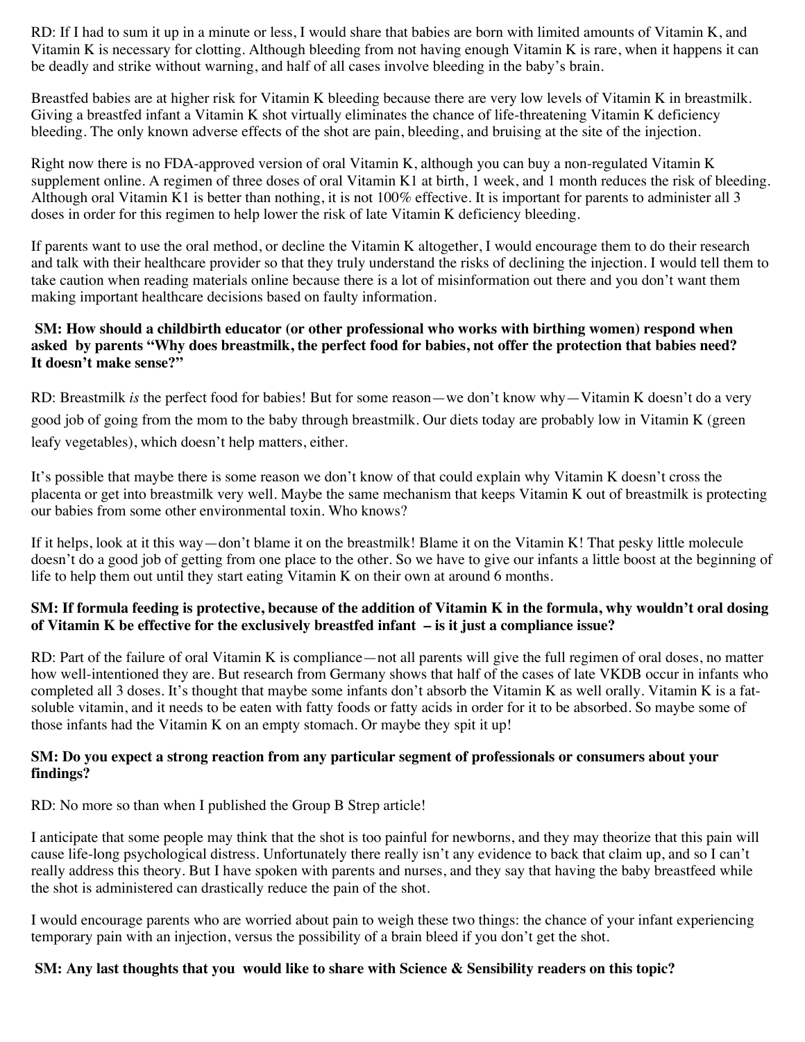RD: If I had to sum it up in a minute or less, I would share that babies are born with limited amounts of Vitamin K, and Vitamin K is necessary for clotting. Although bleeding from not having enough Vitamin K is rare, when it happens it can be deadly and strike without warning, and half of all cases involve bleeding in the baby's brain.

Breastfed babies are at higher risk for Vitamin K bleeding because there are very low levels of Vitamin K in breastmilk. Giving a breastfed infant a Vitamin K shot virtually eliminates the chance of life-threatening Vitamin K deficiency bleeding. The only known adverse effects of the shot are pain, bleeding, and bruising at the site of the injection.

Right now there is no FDA-approved version of oral Vitamin K, although you can buy a non-regulated Vitamin K supplement online. A regimen of three doses of oral Vitamin K1 at birth, 1 week, and 1 month reduces the risk of bleeding. Although oral Vitamin K1 is better than nothing, it is not 100% effective. It is important for parents to administer all 3 doses in order for this regimen to help lower the risk of late Vitamin K deficiency bleeding.

If parents want to use the oral method, or decline the Vitamin K altogether, I would encourage them to do their research and talk with their healthcare provider so that they truly understand the risks of declining the injection. I would tell them to take caution when reading materials online because there is a lot of misinformation out there and you don't want them making important healthcare decisions based on faulty information.

**SM: How should a childbirth educator (or other professional who works with birthing women) respond when asked by parents "Why does breastmilk, the perfect food for babies, not offer the protection that babies need? It doesn't make sense?"**

RD: Breastmilk *is* the perfect food for babies! But for some reason—we don't know why—Vitamin K doesn't do a very good job of going from the mom to the baby through breastmilk. Our diets today are probably low in Vitamin K (green leafy vegetables), which doesn't help matters, either.

It's possible that maybe there is some reason we don't know of that could explain why Vitamin K doesn't cross the placenta or get into breastmilk very well. Maybe the same mechanism that keeps Vitamin K out of breastmilk is protecting our babies from some other environmental toxin. Who knows?

If it helps, look at it this way—don't blame it on the breastmilk! Blame it on the Vitamin K! That pesky little molecule doesn't do a good job of getting from one place to the other. So we have to give our infants a little boost at the beginning of life to help them out until they start eating Vitamin K on their own at around 6 months.

**SM: If formula feeding is protective, because of the addition of Vitamin K in the formula, why wouldn't oral dosing of Vitamin K be effective for the exclusively breastfed infant – is it just a compliance issue?**

RD: Part of the failure of oral Vitamin K is compliance—not all parents will give the full regimen of oral doses, no matter how well-intentioned they are. But research from Germany shows that half of the cases of late VKDB occur in infants who completed all 3 doses. It's thought that maybe some infants don't absorb the Vitamin K as well orally. Vitamin K is a fat-soluble vitamin, and it needs to be eaten with fatty foods or fatty acids in order for it to be absorbed. So maybe some of those infants had the Vitamin K on an empty stomach. Or maybe they spit it up!

**SM: Do you expect a strong reaction from any particular segment of professionals or consumers about your findings?**

RD: No more so than when I published the Group B Strep article!

I anticipate that some people may think that the shot is too painful for newborns, and they may theorize that this pain will cause life-long psychological distress. Unfortunately there really isn't any evidence to back that claim up, and so I can't really address this theory. But I have spoken with parents and nurses, and they say that having the baby breastfeed while the shot is administered can drastically reduce the pain of the shot.

I would encourage parents who are worried about pain to weigh these two things: the chance of your infant experiencing temporary pain with an injection, versus the possibility of a brain bleed if you don't get the shot.

**SM: Any last thoughts that you would like to share with Science & Sensibility readers on this topic?**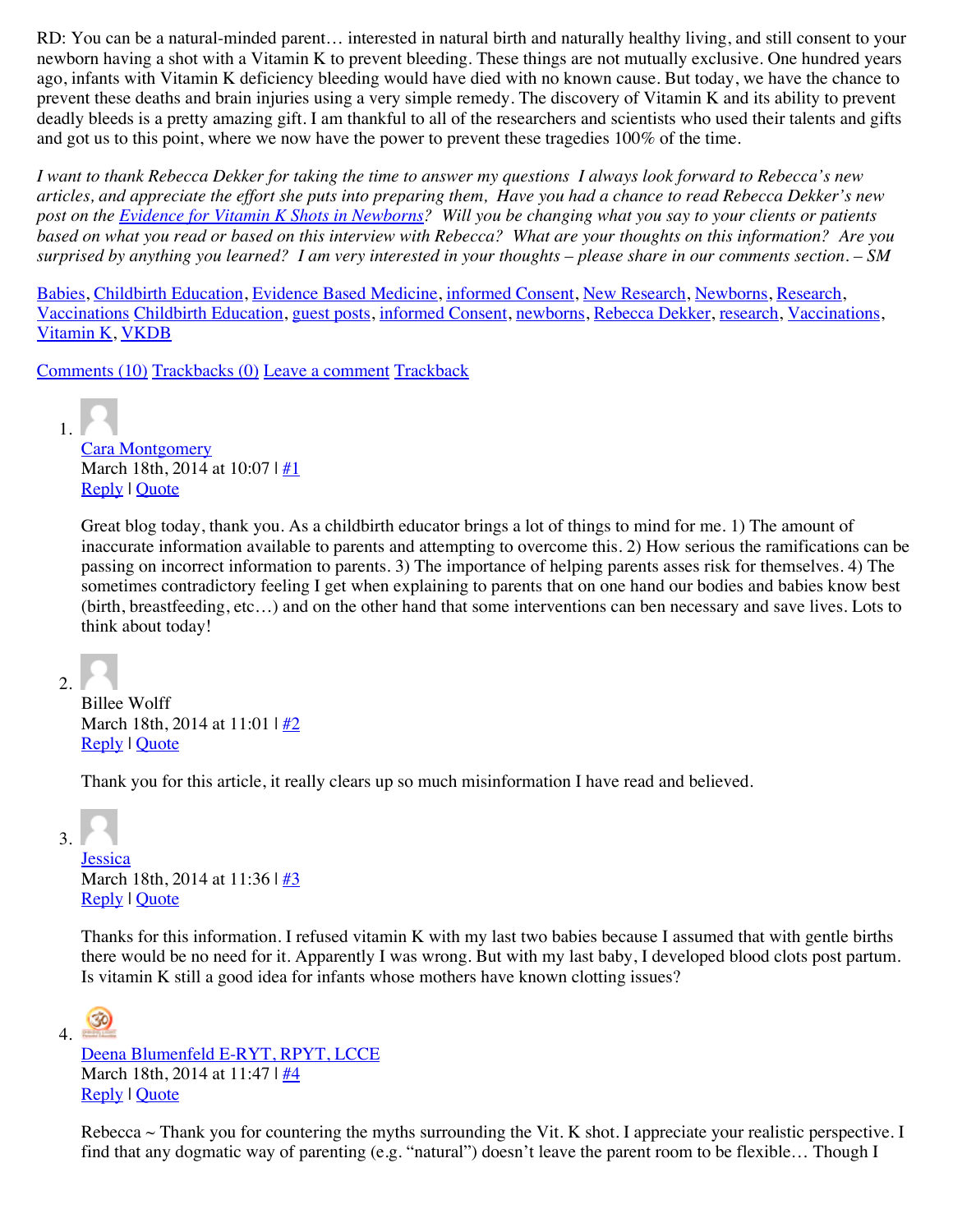RD: You can be a natural-minded parent… interested in natural birth and naturally healthy living, and still consent to your newborn having a shot with a Vitamin K to prevent bleeding. These things are not mutually exclusive. One hundred years ago, infants with Vitamin K deficiency bleeding would have died with no known cause. But today, we have the chance to prevent these deaths and brain injuries using a very simple remedy. The discovery of Vitamin K and its ability to prevent deadly bleeds is a pretty amazing gift. I am thankful to all of the researchers and scientists who used their talents and gifts and got us to this point, where we now have the power to prevent these tragedies 100% of the time.

*I want to thank Rebecca Dekker for taking the time to answer my questions  I always look forward to Rebecca's new articles, and appreciate the effort she puts into preparing them,  Have you had a chance to read Rebecca Dekker's new post on the [Evidence for Vitamin K Shots in Newborns](#)?  Will you be changing what you say to your clients or patients based on what you read or based on this interview with Rebecca?  What are your thoughts on this information?  Are you surprised by anything you learned?  I am very interested in your thoughts – please share in our comments section. – SM*

[Babies](#), [Childbirth Education](#), [Evidence Based Medicine](#), [informed Consent](#), [New Research](#), [Newborns](#), [Research](#), [Vaccinations](#) [Childbirth Education](#), [guest posts](#), [informed Consent](#), [newborns](#), [Rebecca Dekker](#), [research](#), [Vaccinations](#), [Vitamin K](#), [VKDB](#)

[Comments (10)](#) [Trackbacks (0)](#) [Leave a comment](#) [Trackback](#)

1. [Cara Montgomery](#)
   March 18th, 2014 at 10:07 | [#1](#)
   [Reply](#) | [Quote](#)

   Great blog today, thank you. As a childbirth educator brings a lot of things to mind for me. 1) The amount of inaccurate information available to parents and attempting to overcome this. 2) How serious the ramifications can be passing on incorrect information to parents. 3) The importance of helping parents asses risk for themselves. 4) The sometimes contradictory feeling I get when explaining to parents that on one hand our bodies and babies know best (birth, breastfeeding, etc…) and on the other hand that some interventions can ben necessary and save lives. Lots to think about today!

2. Billee Wolff
   March 18th, 2014 at 11:01 | [#2](#)
   [Reply](#) | [Quote](#)

   Thank you for this article, it really clears up so much misinformation I have read and believed.

3. [Jessica](#)
   March 18th, 2014 at 11:36 | [#3](#)
   [Reply](#) | [Quote](#)

   Thanks for this information. I refused vitamin K with my last two babies because I assumed that with gentle births there would be no need for it. Apparently I was wrong. But with my last baby, I developed blood clots post partum. Is vitamin K still a good idea for infants whose mothers have known clotting issues?

4. [Deena Blumenfeld E-RYT, RPYT, LCCE](#)
   March 18th, 2014 at 11:47 | [#4](#)
   [Reply](#) | [Quote](#)

   Rebecca ~ Thank you for countering the myths surrounding the Vit. K shot. I appreciate your realistic perspective. I find that any dogmatic way of parenting (e.g. "natural") doesn't leave the parent room to be flexible… Though I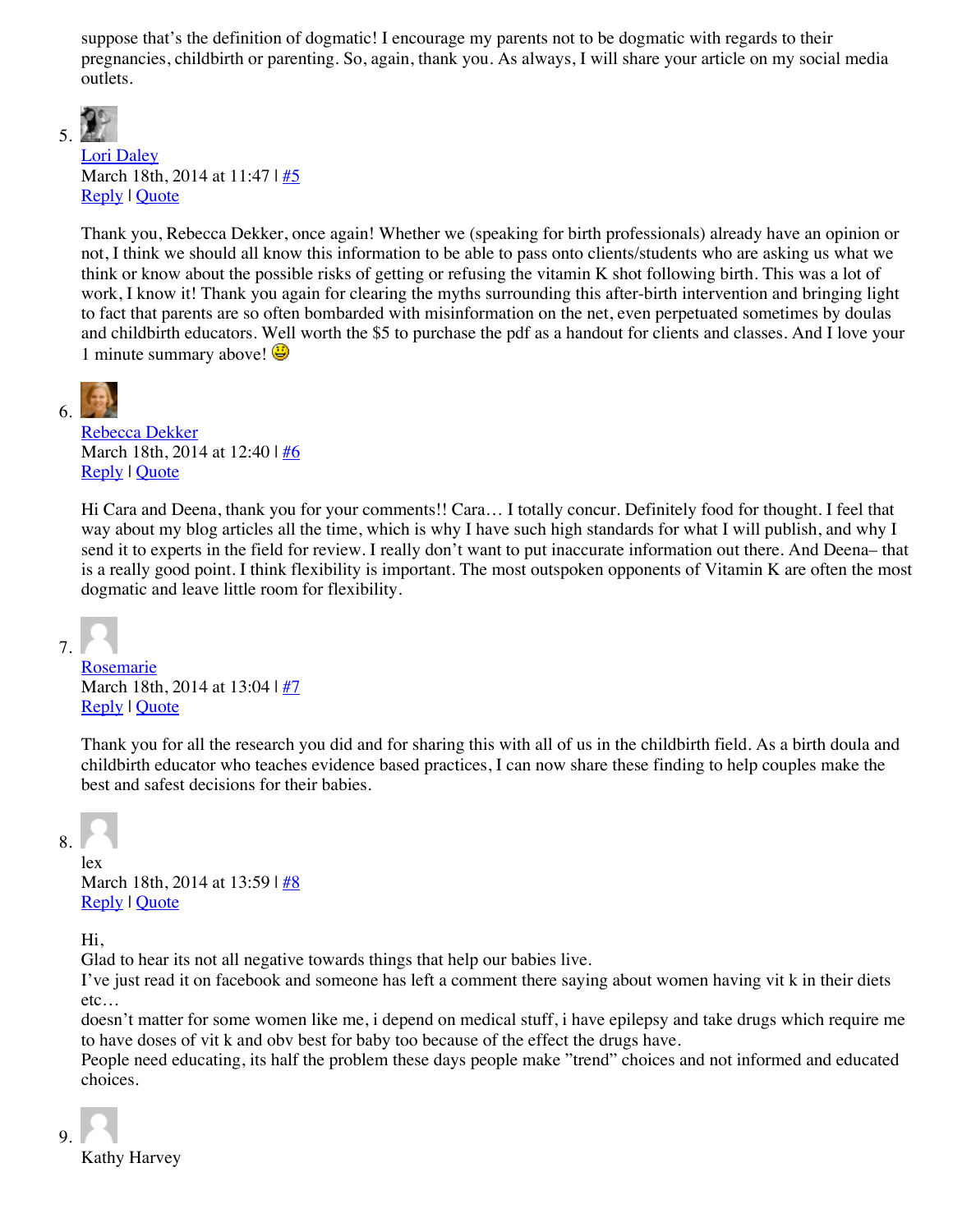suppose that's the definition of dogmatic! I encourage my parents not to be dogmatic with regards to their pregnancies, childbirth or parenting. So, again, thank you. As always, I will share your article on my social media outlets.

5. Lori Daley
   March 18th, 2014 at 11:47 | #5
   Reply | Quote

   Thank you, Rebecca Dekker, once again! Whether we (speaking for birth professionals) already have an opinion or not, I think we should all know this information to be able to pass onto clients/students who are asking us what we think or know about the possible risks of getting or refusing the vitamin K shot following birth. This was a lot of work, I know it! Thank you again for clearing the myths surrounding this after-birth intervention and bringing light to fact that parents are so often bombarded with misinformation on the net, even perpetuated sometimes by doulas and childbirth educators. Well worth the $5 to purchase the pdf as a handout for clients and classes. And I love your 1 minute summary above! 😃

6. Rebecca Dekker
   March 18th, 2014 at 12:40 | #6
   Reply | Quote

   Hi Cara and Deena, thank you for your comments!! Cara… I totally concur. Definitely food for thought. I feel that way about my blog articles all the time, which is why I have such high standards for what I will publish, and why I send it to experts in the field for review. I really don't want to put inaccurate information out there. And Deena– that is a really good point. I think flexibility is important. The most outspoken opponents of Vitamin K are often the most dogmatic and leave little room for flexibility.

7. Rosemarie
   March 18th, 2014 at 13:04 | #7
   Reply | Quote

   Thank you for all the research you did and for sharing this with all of us in the childbirth field. As a birth doula and childbirth educator who teaches evidence based practices, I can now share these finding to help couples make the best and safest decisions for their babies.

8. lex
   March 18th, 2014 at 13:59 | #8
   Reply | Quote

   Hi,
   Glad to hear its not all negative towards things that help our babies live.
   I've just read it on facebook and someone has left a comment there saying about women having vit k in their diets etc…
   doesn't matter for some women like me, i depend on medical stuff, i have epilepsy and take drugs which require me to have doses of vit k and obv best for baby too because of the effect the drugs have.
   People need educating, its half the problem these days people make "trend" choices and not informed and educated choices.

9. Kathy Harvey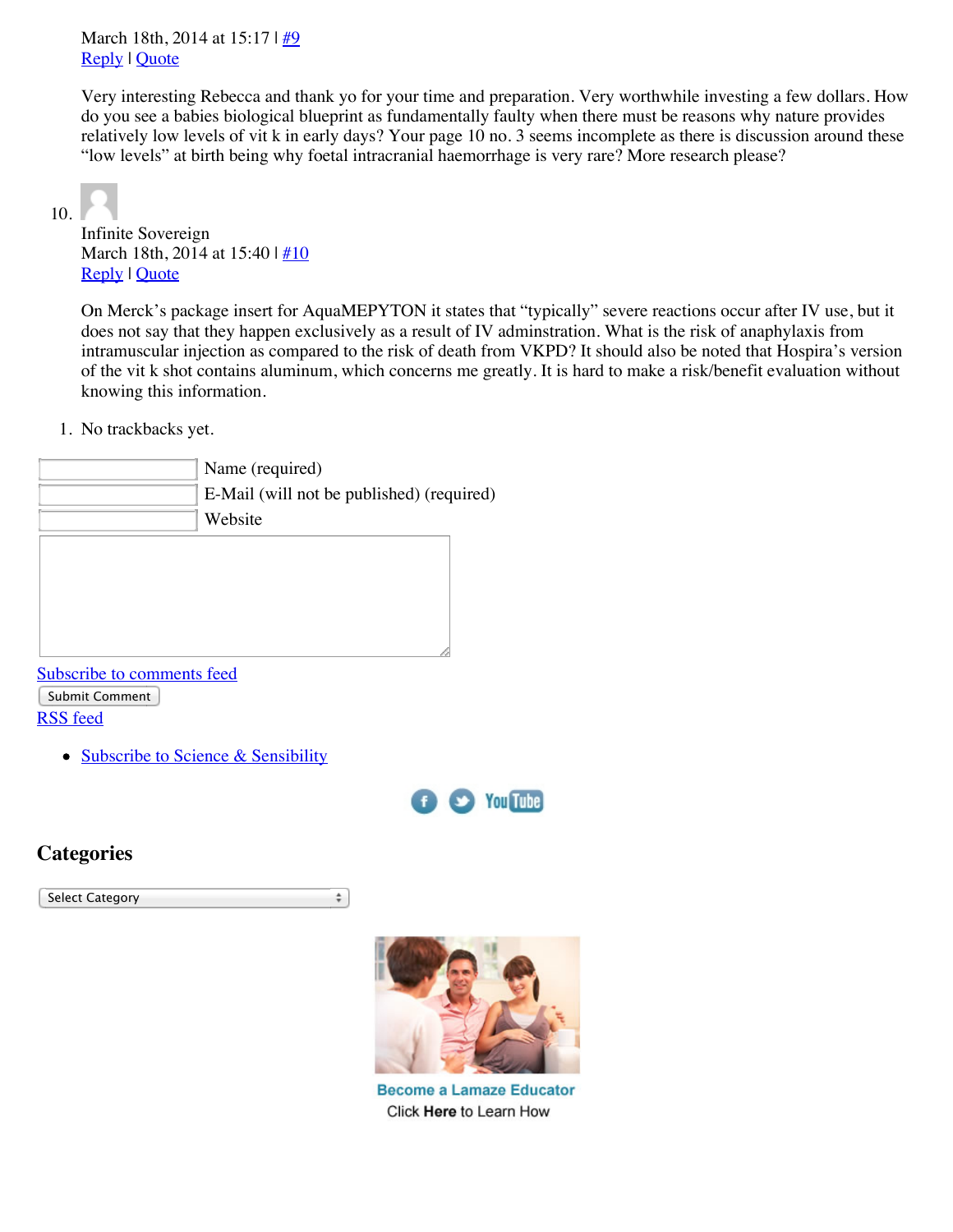March 18th, 2014 at 15:17 | #9

Reply | Quote

Very interesting Rebecca and thank yo for your time and preparation. Very worthwhile investing a few dollars. How do you see a babies biological blueprint as fundamentally faulty when there must be reasons why nature provides relatively low levels of vit k in early days? Your page 10 no. 3 seems incomplete as there is discussion around these “low levels” at birth being why foetal intracranial haemorrhage is very rare? More research please?

10. Infinite Sovereign

March 18th, 2014 at 15:40 | #10

Reply | Quote

On Merck’s package insert for AquaMEPYTON it states that “typically” severe reactions occur after IV use, but it does not say that they happen exclusively as a result of IV adminstration. What is the risk of anaphylaxis from intramuscular injection as compared to the risk of death from VKPD? It should also be noted that Hospira’s version of the vit k shot contains aluminum, which concerns me greatly. It is hard to make a risk/benefit evaluation without knowing this information.

1. No trackbacks yet.

Name (required)

E-Mail (will not be published) (required)

Website

Subscribe to comments feed

Submit Comment

RSS feed

- Subscribe to Science & Sensibility

## Categories

Select Category

Become a Lamaze Educator

Click Here to Learn How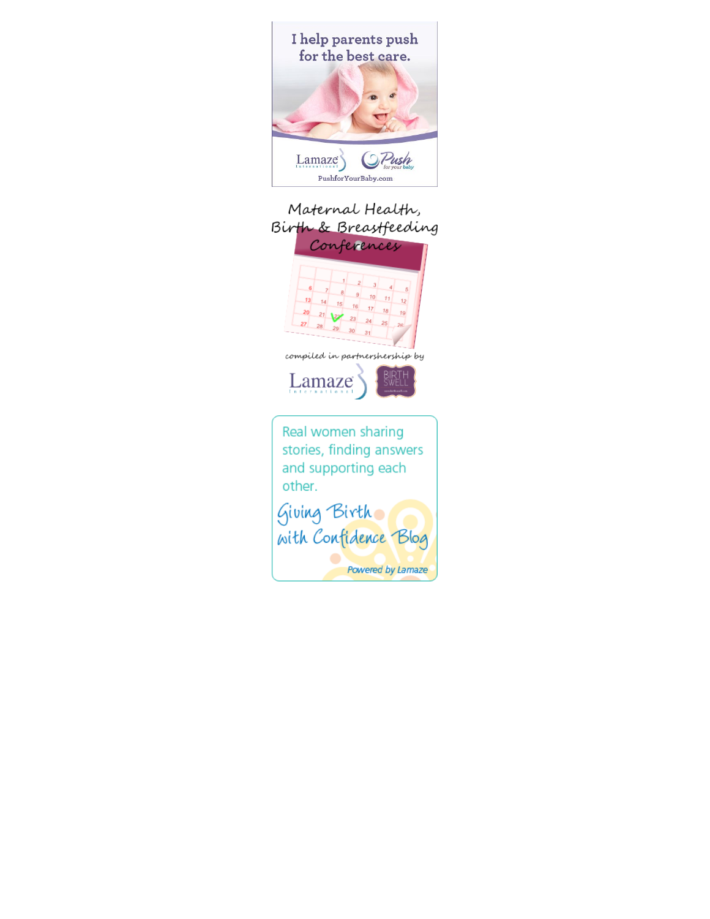I help parents push for the best care.

Lamaze International · Push for your baby

PushforYourBaby.com

Maternal Health, Birth & Breastfeeding Conferences

compiled in partnershership by

Lamaze International · BIRTH SWELL

Real women sharing stories, finding answers and supporting each other.

Giving Birth with Confidence Blog

Powered by Lamaze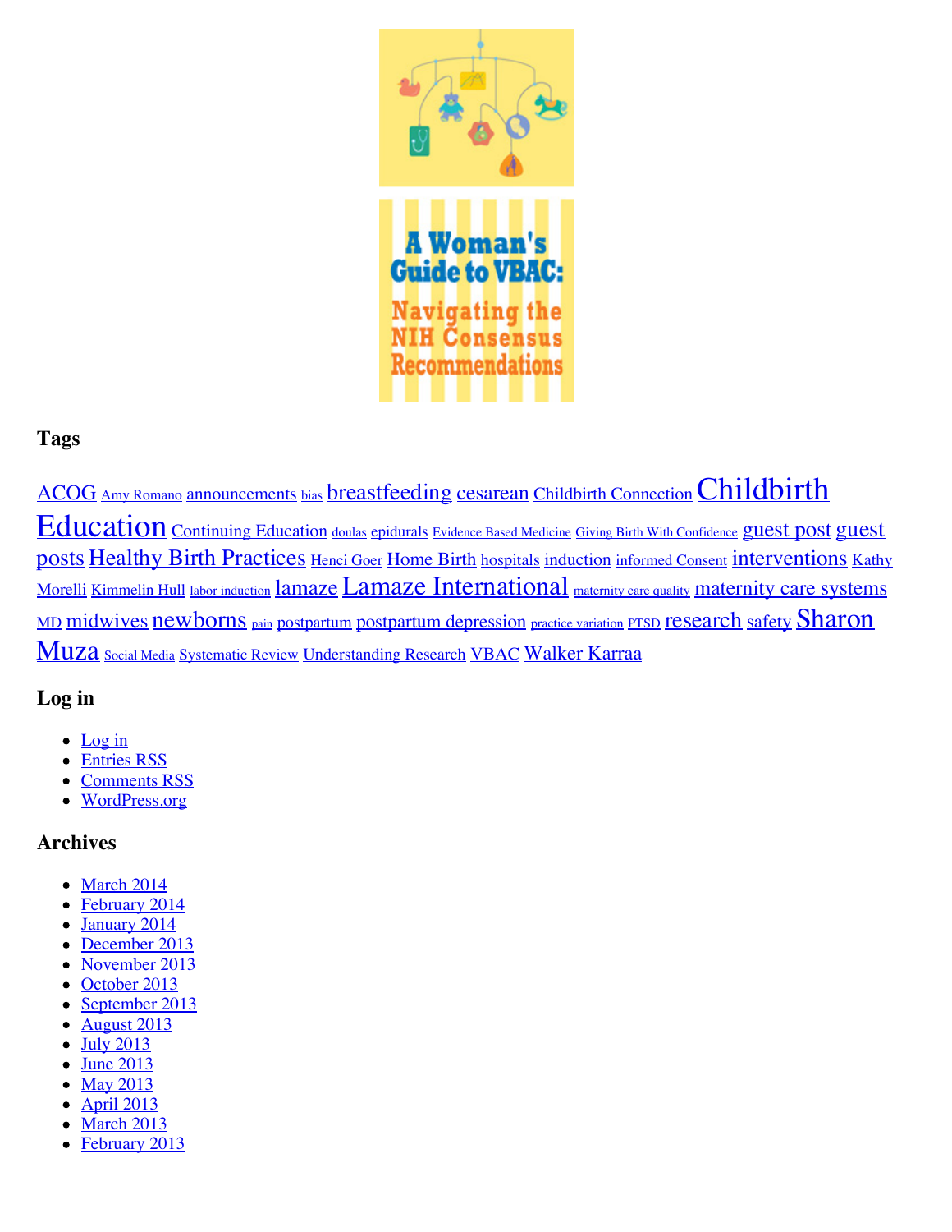## Tags

ACOG Amy Romano announcements bias breastfeeding cesarean Childbirth Connection Childbirth Education Continuing Education doulas epidurals Evidence Based Medicine Giving Birth With Confidence guest post guest posts Healthy Birth Practices Henci Goer Home Birth hospitals induction informed Consent interventions Kathy Morelli Kimmelin Hull labor induction lamaze Lamaze International maternity care quality maternity care systems MD midwives newborns pain postpartum postpartum depression practice variation PTSD research safety Sharon Muza Social Media Systematic Review Understanding Research VBAC Walker Karraa

## Log in

- Log in
- Entries RSS
- Comments RSS
- WordPress.org

## Archives

- March 2014
- February 2014
- January 2014
- December 2013
- November 2013
- October 2013
- September 2013
- August 2013
- July 2013
- June 2013
- May 2013
- April 2013
- March 2013
- February 2013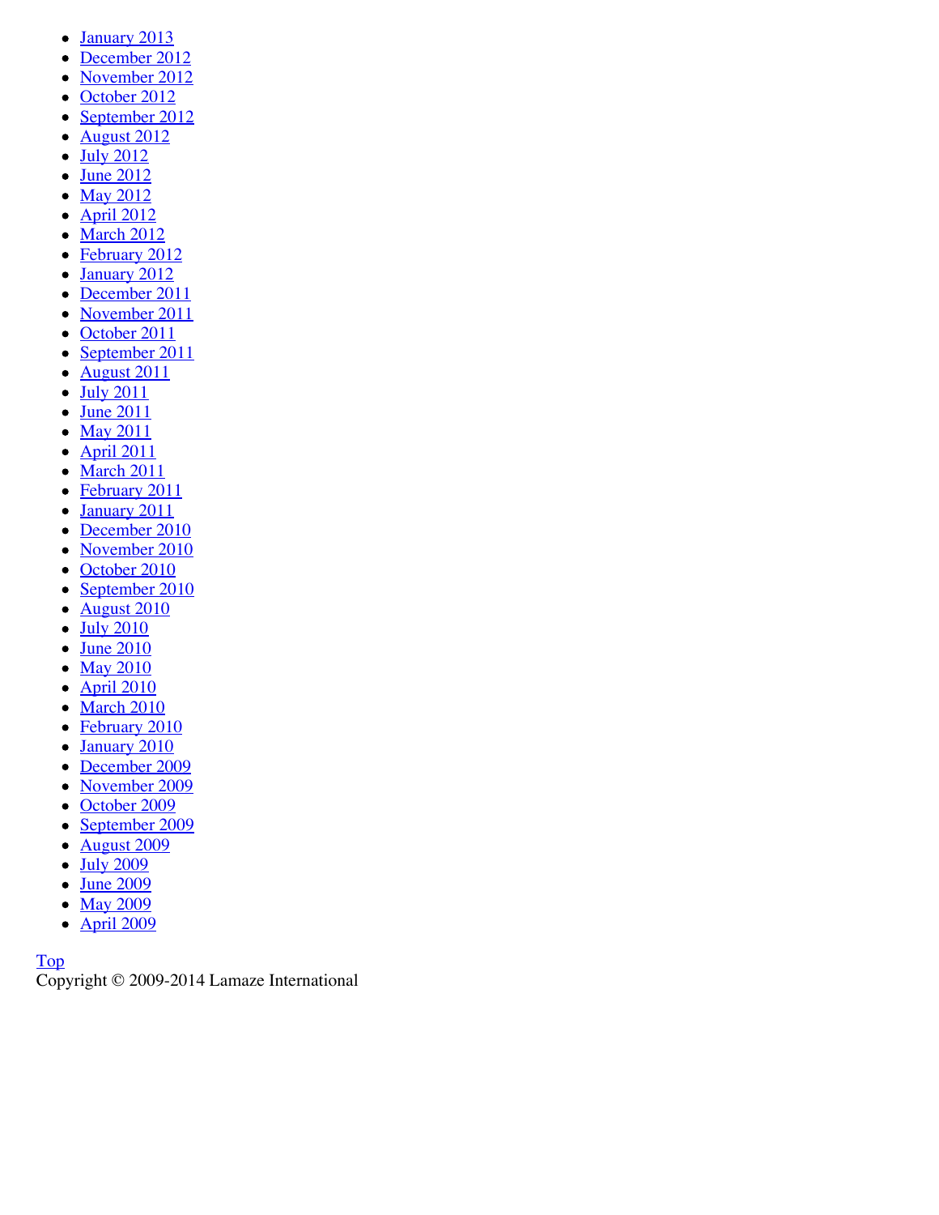- January 2013
- December 2012
- November 2012
- October 2012
- September 2012
- August 2012
- July 2012
- June 2012
- May 2012
- April 2012
- March 2012
- February 2012
- January 2012
- December 2011
- November 2011
- October 2011
- September 2011
- August 2011
- July 2011
- June 2011
- May 2011
- April 2011
- March 2011
- February 2011
- January 2011
- December 2010
- November 2010
- October 2010
- September 2010
- August 2010
- July 2010
- June 2010
- May 2010
- April 2010
- March 2010
- February 2010
- January 2010
- December 2009
- November 2009
- October 2009
- September 2009
- August 2009
- July 2009
- June 2009
- May 2009
- April 2009

Top
Copyright © 2009-2014 Lamaze International